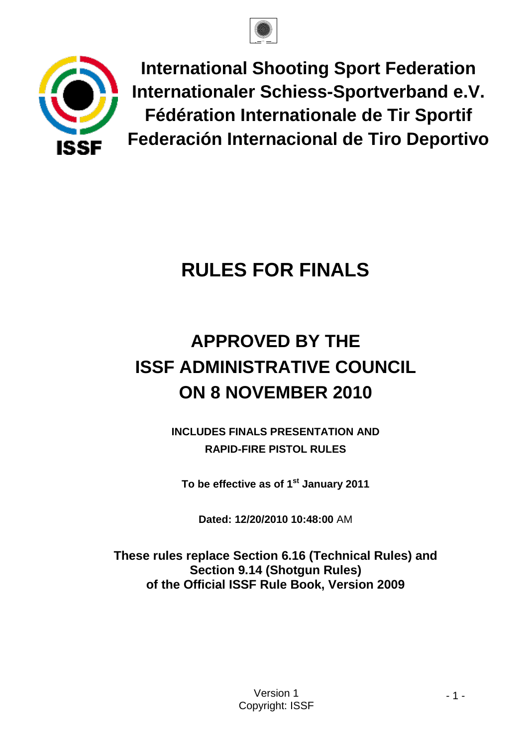**International Shooting Sport Federation**
**Internationaler Schiess-Sportverband e.V.**
**Fédération Internationale de Tir Sportif**
**Federación Internacional de Tiro Deportivo**

# RULES FOR FINALS

## APPROVED BY THE ISSF ADMINISTRATIVE COUNCIL ON 8 NOVEMBER 2010

**INCLUDES FINALS PRESENTATION AND RAPID-FIRE PISTOL RULES**

**To be effective as of 1st January 2011**

**Dated: 12/20/2010 10:48:00** AM

**These rules replace Section 6.16 (Technical Rules) and Section 9.14 (Shotgun Rules) of the Official ISSF Rule Book, Version 2009**

Version 1
Copyright: ISSF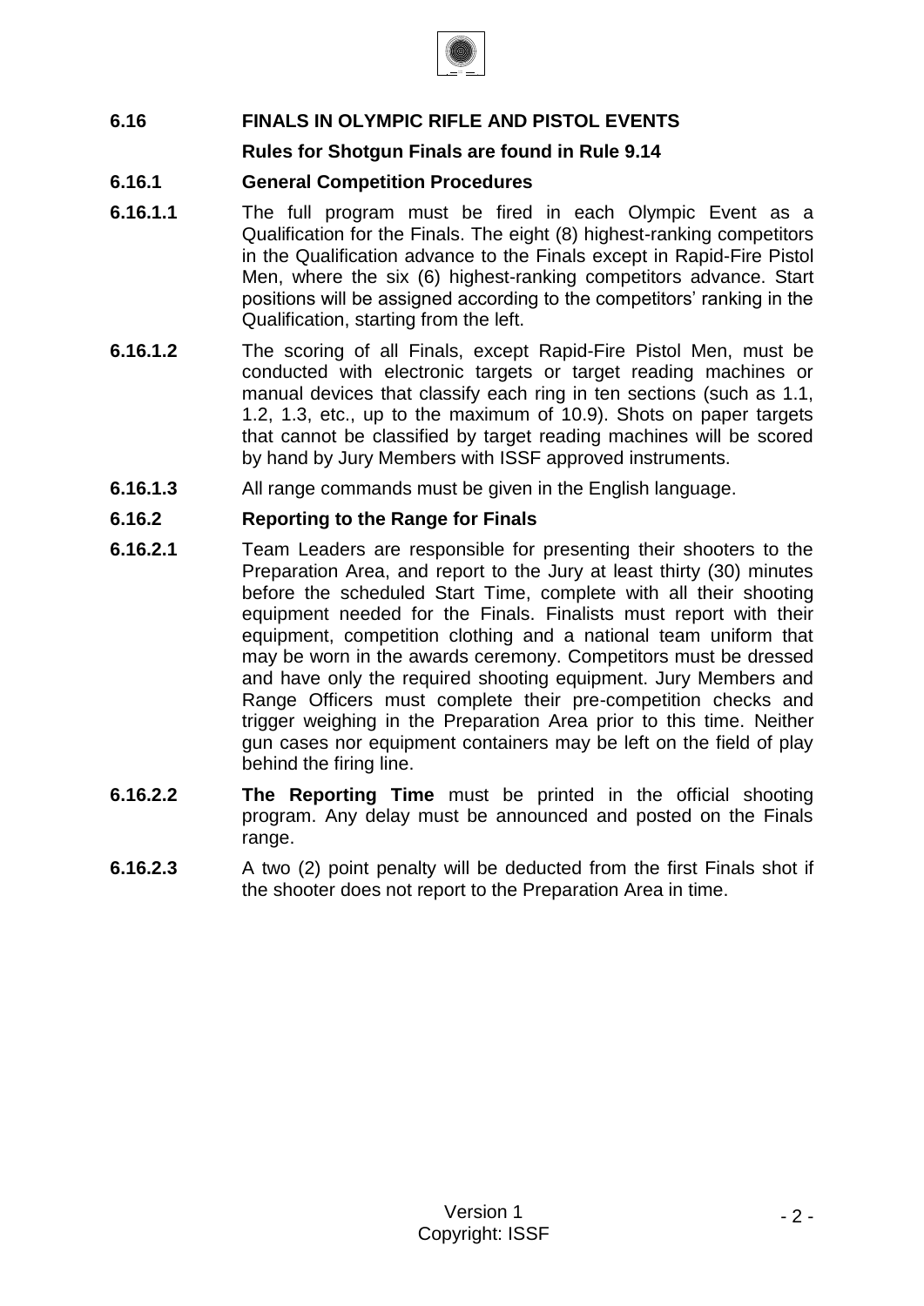## 6.16 FINALS IN OLYMPIC RIFLE AND PISTOL EVENTS

**Rules for Shotgun Finals are found in Rule 9.14**

### 6.16.1 General Competition Procedures

**6.16.1.1** The full program must be fired in each Olympic Event as a Qualification for the Finals. The eight (8) highest-ranking competitors in the Qualification advance to the Finals except in Rapid-Fire Pistol Men, where the six (6) highest-ranking competitors advance. Start positions will be assigned according to the competitors' ranking in the Qualification, starting from the left.

**6.16.1.2** The scoring of all Finals, except Rapid-Fire Pistol Men, must be conducted with electronic targets or target reading machines or manual devices that classify each ring in ten sections (such as 1.1, 1.2, 1.3, etc., up to the maximum of 10.9). Shots on paper targets that cannot be classified by target reading machines will be scored by hand by Jury Members with ISSF approved instruments.

**6.16.1.3** All range commands must be given in the English language.

### 6.16.2 Reporting to the Range for Finals

**6.16.2.1** Team Leaders are responsible for presenting their shooters to the Preparation Area, and report to the Jury at least thirty (30) minutes before the scheduled Start Time, complete with all their shooting equipment needed for the Finals. Finalists must report with their equipment, competition clothing and a national team uniform that may be worn in the awards ceremony. Competitors must be dressed and have only the required shooting equipment. Jury Members and Range Officers must complete their pre-competition checks and trigger weighing in the Preparation Area prior to this time. Neither gun cases nor equipment containers may be left on the field of play behind the firing line.

**6.16.2.2** **The Reporting Time** must be printed in the official shooting program. Any delay must be announced and posted on the Finals range.

**6.16.2.3** A two (2) point penalty will be deducted from the first Finals shot if the shooter does not report to the Preparation Area in time.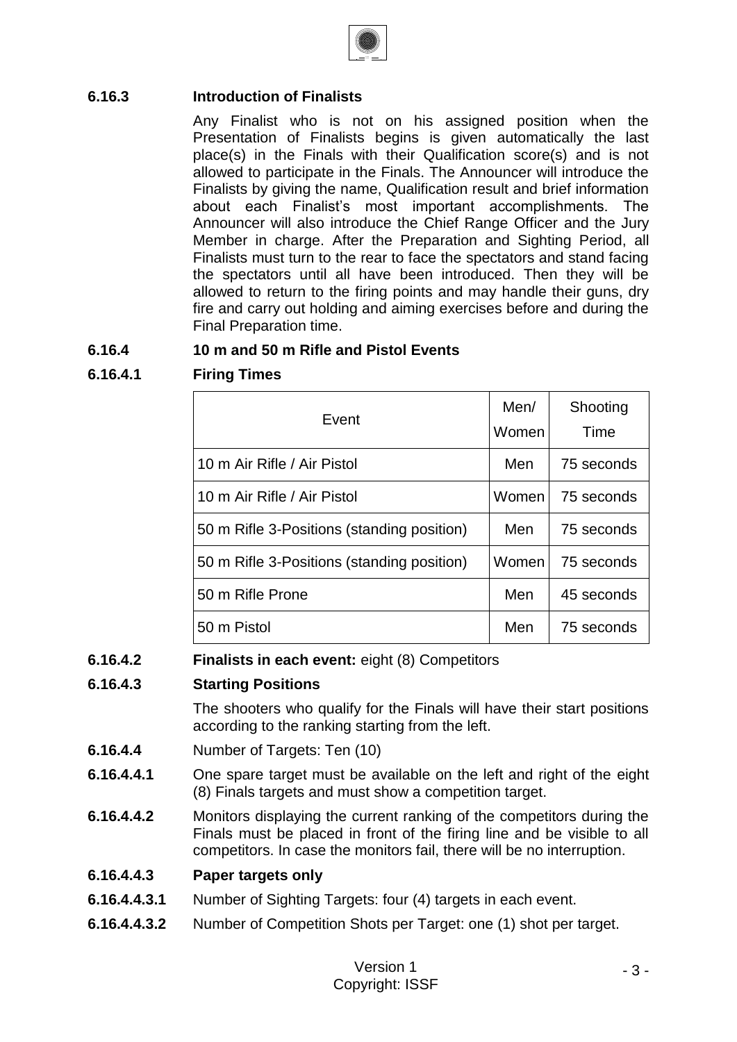### 6.16.3 Introduction of Finalists

Any Finalist who is not on his assigned position when the Presentation of Finalists begins is given automatically the last place(s) in the Finals with their Qualification score(s) and is not allowed to participate in the Finals. The Announcer will introduce the Finalists by giving the name, Qualification result and brief information about each Finalist's most important accomplishments. The Announcer will also introduce the Chief Range Officer and the Jury Member in charge. After the Preparation and Sighting Period, all Finalists must turn to the rear to face the spectators and stand facing the spectators until all have been introduced. Then they will be allowed to return to the firing points and may handle their guns, dry fire and carry out holding and aiming exercises before and during the Final Preparation time.

### 6.16.4 10 m and 50 m Rifle and Pistol Events

#### 6.16.4.1 Firing Times

| Event | Men/ Women | Shooting Time |
|---|---|---|
| 10 m Air Rifle / Air Pistol | Men | 75 seconds |
| 10 m Air Rifle / Air Pistol | Women | 75 seconds |
| 50 m Rifle 3-Positions (standing position) | Men | 75 seconds |
| 50 m Rifle 3-Positions (standing position) | Women | 75 seconds |
| 50 m Rifle Prone | Men | 45 seconds |
| 50 m Pistol | Men | 75 seconds |

**6.16.4.2 Finalists in each event:** eight (8) Competitors

#### 6.16.4.3 Starting Positions

The shooters who qualify for the Finals will have their start positions according to the ranking starting from the left.

**6.16.4.4** Number of Targets: Ten (10)

**6.16.4.4.1** One spare target must be available on the left and right of the eight (8) Finals targets and must show a competition target.

**6.16.4.4.2** Monitors displaying the current ranking of the competitors during the Finals must be placed in front of the firing line and be visible to all competitors. In case the monitors fail, there will be no interruption.

**6.16.4.4.3 Paper targets only**

**6.16.4.4.3.1** Number of Sighting Targets: four (4) targets in each event.

**6.16.4.4.3.2** Number of Competition Shots per Target: one (1) shot per target.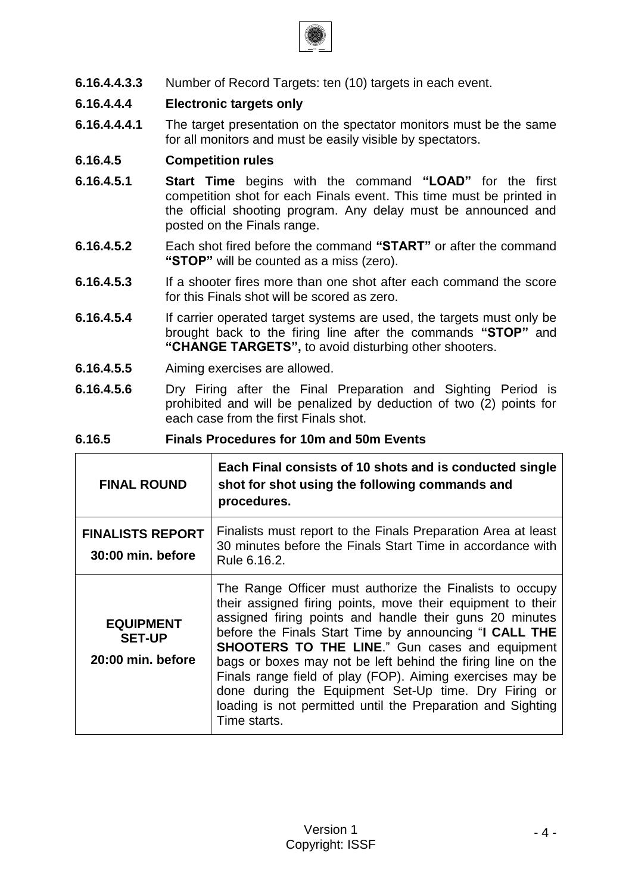**6.16.4.4.3.3** Number of Record Targets: ten (10) targets in each event.

**6.16.4.4.4 Electronic targets only**

**6.16.4.4.4.1** The target presentation on the spectator monitors must be the same for all monitors and must be easily visible by spectators.

**6.16.4.5 Competition rules**

**6.16.4.5.1** **Start Time** begins with the command **"LOAD"** for the first competition shot for each Finals event. This time must be printed in the official shooting program. Any delay must be announced and posted on the Finals range.

**6.16.4.5.2** Each shot fired before the command **"START"** or after the command **"STOP"** will be counted as a miss (zero).

**6.16.4.5.3** If a shooter fires more than one shot after each command the score for this Finals shot will be scored as zero.

**6.16.4.5.4** If carrier operated target systems are used, the targets must only be brought back to the firing line after the commands **"STOP"** and **"CHANGE TARGETS",** to avoid disturbing other shooters.

**6.16.4.5.5** Aiming exercises are allowed.

**6.16.4.5.6** Dry Firing after the Final Preparation and Sighting Period is prohibited and will be penalized by deduction of two (2) points for each case from the first Finals shot.

**6.16.5 Finals Procedures for 10m and 50m Events**

| **FINAL ROUND** | **Each Final consists of 10 shots and is conducted single shot for shot using the following commands and procedures.** |
|---|---|
| **FINALISTS REPORT** **30:00 min. before** | Finalists must report to the Finals Preparation Area at least 30 minutes before the Finals Start Time in accordance with Rule 6.16.2. |
| **EQUIPMENT SET-UP** **20:00 min. before** | The Range Officer must authorize the Finalists to occupy their assigned firing points, move their equipment to their assigned firing points and handle their guns 20 minutes before the Finals Start Time by announcing "**I CALL THE SHOOTERS TO THE LINE**." Gun cases and equipment bags or boxes may not be left behind the firing line on the Finals range field of play (FOP). Aiming exercises may be done during the Equipment Set-Up time. Dry Firing or loading is not permitted until the Preparation and Sighting Time starts. |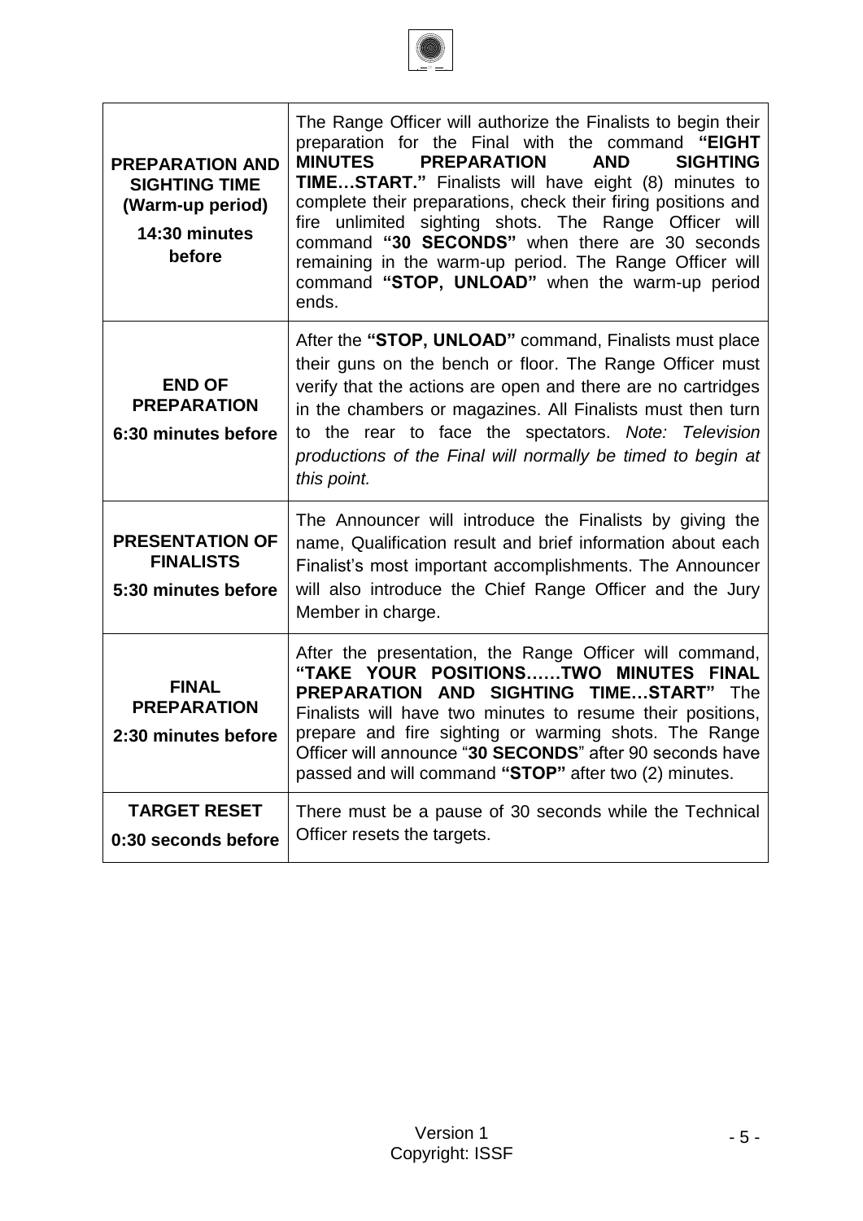| | |
|---|---|
| **PREPARATION AND SIGHTING TIME (Warm-up period)**<br>**14:30 minutes before** | The Range Officer will authorize the Finalists to begin their preparation for the Final with the command **"EIGHT MINUTES PREPARATION AND SIGHTING TIME…START."** Finalists will have eight (8) minutes to complete their preparations, check their firing positions and fire unlimited sighting shots. The Range Officer will command **"30 SECONDS"** when there are 30 seconds remaining in the warm-up period. The Range Officer will command **"STOP, UNLOAD"** when the warm-up period ends. |
| **END OF PREPARATION**<br>**6:30 minutes before** | After the **"STOP, UNLOAD"** command, Finalists must place their guns on the bench or floor. The Range Officer must verify that the actions are open and there are no cartridges in the chambers or magazines. All Finalists must then turn to the rear to face the spectators. *Note: Television productions of the Final will normally be timed to begin at this point.* |
| **PRESENTATION OF FINALISTS**<br>**5:30 minutes before** | The Announcer will introduce the Finalists by giving the name, Qualification result and brief information about each Finalist's most important accomplishments. The Announcer will also introduce the Chief Range Officer and the Jury Member in charge. |
| **FINAL PREPARATION**<br>**2:30 minutes before** | After the presentation, the Range Officer will command, **"TAKE YOUR POSITIONS……TWO MINUTES FINAL PREPARATION AND SIGHTING TIME…START"** The Finalists will have two minutes to resume their positions, prepare and fire sighting or warming shots. The Range Officer will announce "**30 SECONDS**" after 90 seconds have passed and will command **"STOP"** after two (2) minutes. |
| **TARGET RESET**<br>**0:30 seconds before** | There must be a pause of 30 seconds while the Technical Officer resets the targets. |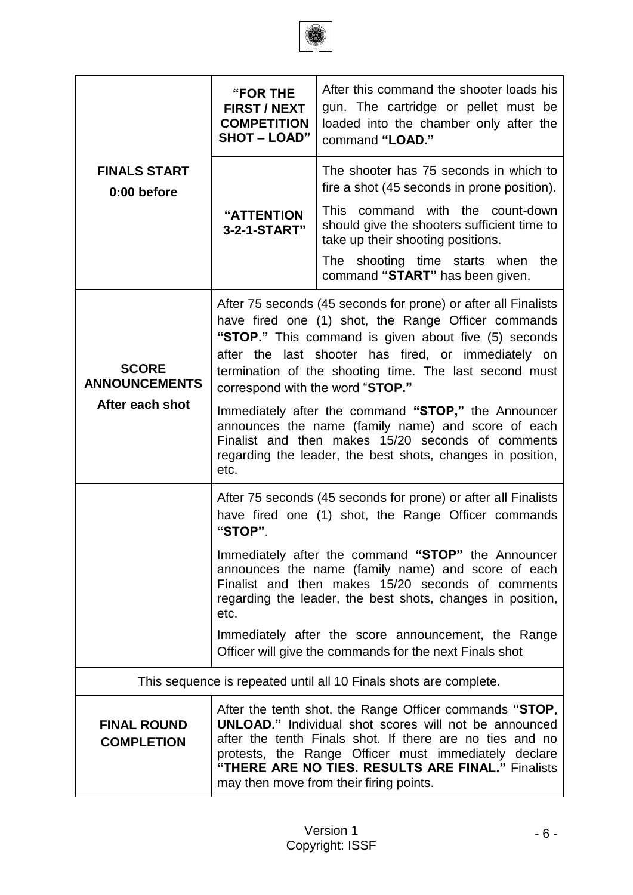| | | |
|---|---|---|
| **FINALS START** 0:00 before | **"FOR THE FIRST / NEXT COMPETITION SHOT – LOAD"** | After this command the shooter loads his gun. The cartridge or pellet must be loaded into the chamber only after the command **"LOAD."** |
| | **"ATTENTION 3-2-1-START"** | The shooter has 75 seconds in which to fire a shot (45 seconds in prone position).<br><br>This command with the count-down should give the shooters sufficient time to take up their shooting positions.<br><br>The shooting time starts when the command **"START"** has been given. |
| **SCORE ANNOUNCEMENTS** After each shot | After 75 seconds (45 seconds for prone) or after all Finalists have fired one (1) shot, the Range Officer commands **"STOP."** This command is given about five (5) seconds after the last shooter has fired, or immediately on termination of the shooting time. The last second must correspond with the word "**STOP."**<br><br>Immediately after the command **"STOP,"** the Announcer announces the name (family name) and score of each Finalist and then makes 15/20 seconds of comments regarding the leader, the best shots, changes in position, etc. | |
| | After 75 seconds (45 seconds for prone) or after all Finalists have fired one (1) shot, the Range Officer commands **"STOP"**.<br><br>Immediately after the command **"STOP"** the Announcer announces the name (family name) and score of each Finalist and then makes 15/20 seconds of comments regarding the leader, the best shots, changes in position, etc.<br><br>Immediately after the score announcement, the Range Officer will give the commands for the next Finals shot | |
| This sequence is repeated until all 10 Finals shots are complete. | | |
| **FINAL ROUND COMPLETION** | After the tenth shot, the Range Officer commands **"STOP, UNLOAD."** Individual shot scores will not be announced after the tenth Finals shot. If there are no ties and no protests, the Range Officer must immediately declare **"THERE ARE NO TIES. RESULTS ARE FINAL."** Finalists may then move from their firing points. | |

Version 1
Copyright: ISSF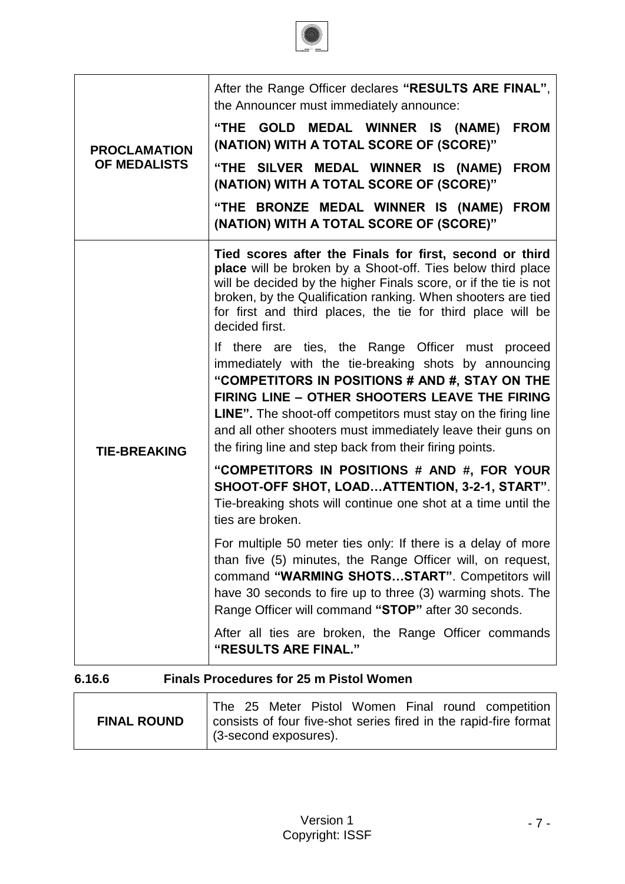| | |
|---|---|
| **PROCLAMATION OF MEDALISTS** | After the Range Officer declares **"RESULTS ARE FINAL"**, the Announcer must immediately announce:<br><br>**"THE GOLD MEDAL WINNER IS (NAME) FROM (NATION) WITH A TOTAL SCORE OF (SCORE)"**<br><br>**"THE SILVER MEDAL WINNER IS (NAME) FROM (NATION) WITH A TOTAL SCORE OF (SCORE)"**<br><br>**"THE BRONZE MEDAL WINNER IS (NAME) FROM (NATION) WITH A TOTAL SCORE OF (SCORE)"** |
| **TIE-BREAKING** | **Tied scores after the Finals for first, second or third place** will be broken by a Shoot-off. Ties below third place will be decided by the higher Finals score, or if the tie is not broken, by the Qualification ranking. When shooters are tied for first and third places, the tie for third place will be decided first.<br><br>If there are ties, the Range Officer must proceed immediately with the tie-breaking shots by announcing **"COMPETITORS IN POSITIONS # AND #, STAY ON THE FIRING LINE – OTHER SHOOTERS LEAVE THE FIRING LINE".** The shoot-off competitors must stay on the firing line and all other shooters must immediately leave their guns on the firing line and step back from their firing points.<br><br>**"COMPETITORS IN POSITIONS # AND #, FOR YOUR SHOOT-OFF SHOT, LOAD…ATTENTION, 3-2-1, START"**. Tie-breaking shots will continue one shot at a time until the ties are broken.<br><br>For multiple 50 meter ties only: If there is a delay of more than five (5) minutes, the Range Officer will, on request, command **"WARMING SHOTS…START"**. Competitors will have 30 seconds to fire up to three (3) warming shots. The Range Officer will command **"STOP"** after 30 seconds.<br><br>After all ties are broken, the Range Officer commands **"RESULTS ARE FINAL."** |

### 6.16.6 Finals Procedures for 25 m Pistol Women

| | |
|---|---|
| **FINAL ROUND** | The 25 Meter Pistol Women Final round competition consists of four five-shot series fired in the rapid-fire format (3-second exposures). |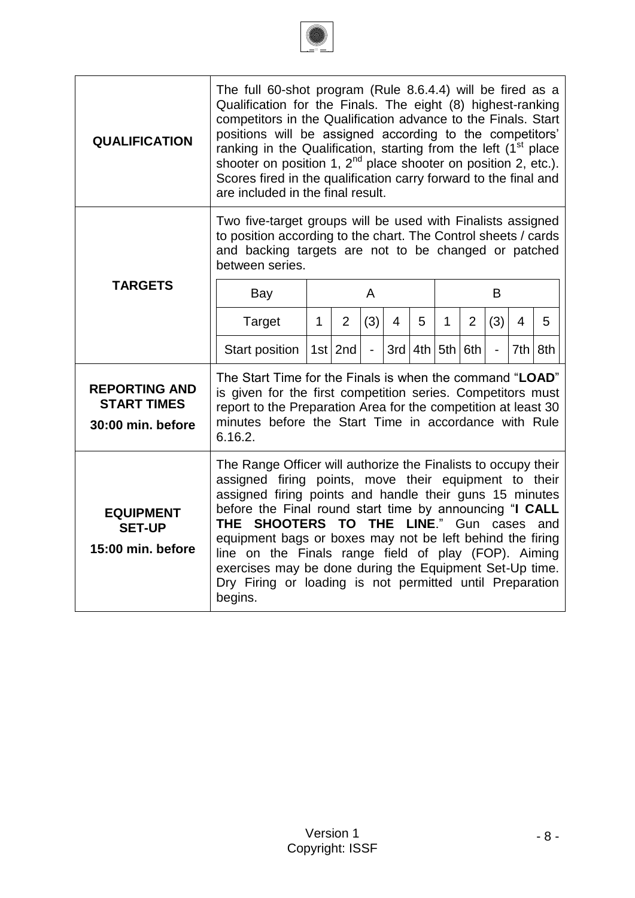| | |
|---|---|
| **QUALIFICATION** | The full 60-shot program (Rule 8.6.4.4) will be fired as a Qualification for the Finals. The eight (8) highest-ranking competitors in the Qualification advance to the Finals. Start positions will be assigned according to the competitors' ranking in the Qualification, starting from the left (1st place shooter on position 1, 2nd place shooter on position 2, etc.). Scores fired in the qualification carry forward to the final and are included in the final result. |
| **TARGETS** | Two five-target groups will be used with Finalists assigned to position according to the chart. The Control sheets / cards and backing targets are not to be changed or patched between series. |
| **REPORTING AND START TIMES**<br>**30:00 min. before** | The Start Time for the Finals is when the command "**LOAD**" is given for the first competition series. Competitors must report to the Preparation Area for the competition at least 30 minutes before the Start Time in accordance with Rule 6.16.2. |
| **EQUIPMENT SET-UP**<br>**15:00 min. before** | The Range Officer will authorize the Finalists to occupy their assigned firing points, move their equipment to their assigned firing points and handle their guns 15 minutes before the Final round start time by announcing "**I CALL THE SHOOTERS TO THE LINE**." Gun cases and equipment bags or boxes may not be left behind the firing line on the Finals range field of play (FOP). Aiming exercises may be done during the Equipment Set-Up time. Dry Firing or loading is not permitted until Preparation begins. |

| Bay | A | | | | | B | | | | |
|---|---|---|---|---|---|---|---|---|---|---|
| Target | 1 | 2 | (3) | 4 | 5 | 1 | 2 | (3) | 4 | 5 |
| Start position | 1st | 2nd | - | 3rd | 4th | 5th | 6th | - | 7th | 8th |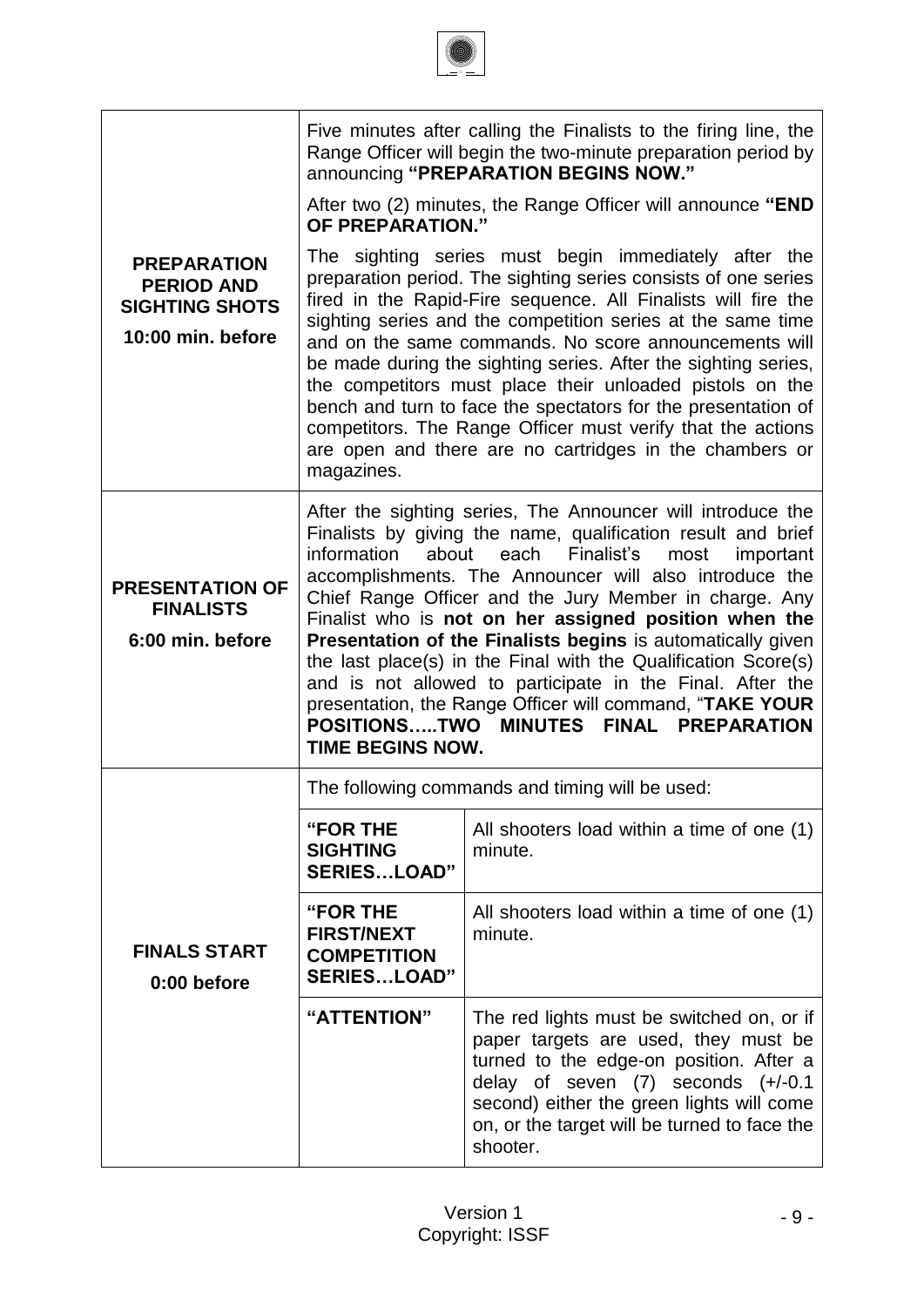| | | |
|---|---|---|
| **PREPARATION PERIOD AND SIGHTING SHOTS**<br><br>**10:00 min. before** | Five minutes after calling the Finalists to the firing line, the Range Officer will begin the two-minute preparation period by announcing **"PREPARATION BEGINS NOW."**<br><br>After two (2) minutes, the Range Officer will announce **"END OF PREPARATION."**<br><br>The sighting series must begin immediately after the preparation period. The sighting series consists of one series fired in the Rapid-Fire sequence. All Finalists will fire the sighting series and the competition series at the same time and on the same commands. No score announcements will be made during the sighting series. After the sighting series, the competitors must place their unloaded pistols on the bench and turn to face the spectators for the presentation of competitors. The Range Officer must verify that the actions are open and there are no cartridges in the chambers or magazines. | |
| **PRESENTATION OF FINALISTS**<br><br>**6:00 min. before** | After the sighting series, The Announcer will introduce the Finalists by giving the name, qualification result and brief information about each Finalist's most important accomplishments. The Announcer will also introduce the Chief Range Officer and the Jury Member in charge. Any Finalist who is **not on her assigned position when the Presentation of the Finalists begins** is automatically given the last place(s) in the Final with the Qualification Score(s) and is not allowed to participate in the Final. After the presentation, the Range Officer will command, "**TAKE YOUR POSITIONS…..TWO MINUTES FINAL PREPARATION TIME BEGINS NOW.** | |
| **FINALS START**<br><br>**0:00 before** | The following commands and timing will be used: | |
| | **"FOR THE SIGHTING SERIES…LOAD"** | All shooters load within a time of one (1) minute. |
| | **"FOR THE FIRST/NEXT COMPETITION SERIES…LOAD"** | All shooters load within a time of one (1) minute. |
| | **"ATTENTION"** | The red lights must be switched on, or if paper targets are used, they must be turned to the edge-on position. After a delay of seven (7) seconds (+/-0.1 second) either the green lights will come on, or the target will be turned to face the shooter. |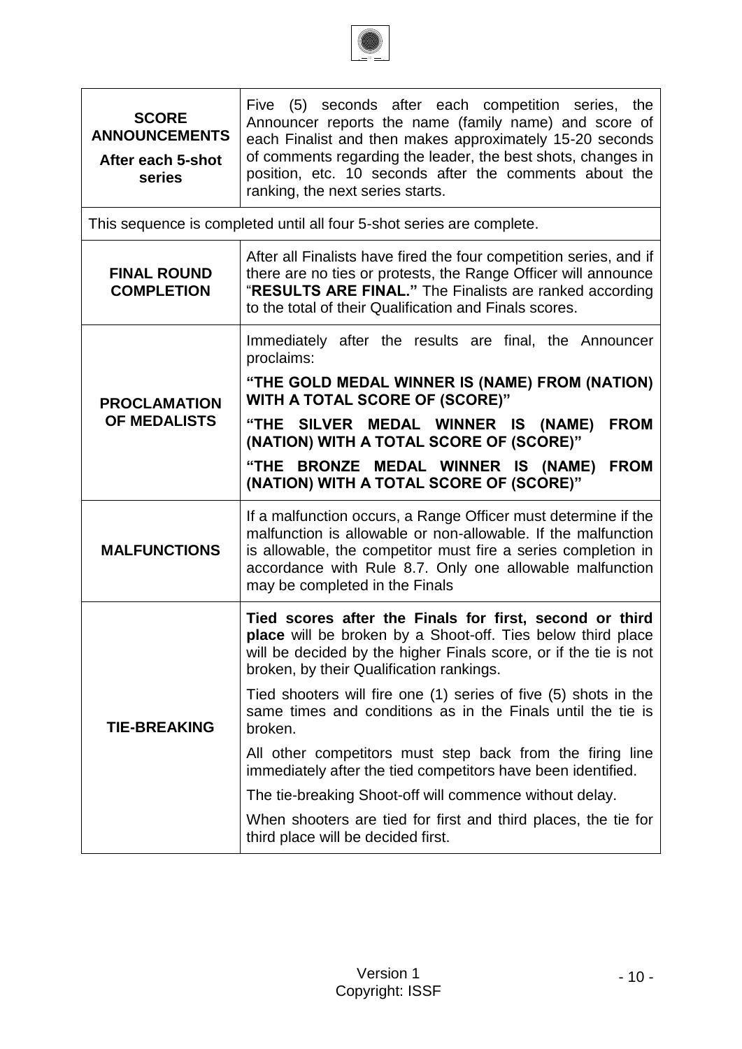| | |
|---|---|
| **SCORE ANNOUNCEMENTS**<br>**After each 5-shot series** | Five (5) seconds after each competition series, the Announcer reports the name (family name) and score of each Finalist and then makes approximately 15-20 seconds of comments regarding the leader, the best shots, changes in position, etc. 10 seconds after the comments about the ranking, the next series starts. |
| This sequence is completed until all four 5-shot series are complete. | |
| **FINAL ROUND COMPLETION** | After all Finalists have fired the four competition series, and if there are no ties or protests, the Range Officer will announce "**RESULTS ARE FINAL."** The Finalists are ranked according to the total of their Qualification and Finals scores. |
| **PROCLAMATION OF MEDALISTS** | Immediately after the results are final, the Announcer proclaims:<br>**"THE GOLD MEDAL WINNER IS (NAME) FROM (NATION) WITH A TOTAL SCORE OF (SCORE)"**<br>**"THE SILVER MEDAL WINNER IS (NAME) FROM (NATION) WITH A TOTAL SCORE OF (SCORE)"**<br>**"THE BRONZE MEDAL WINNER IS (NAME) FROM (NATION) WITH A TOTAL SCORE OF (SCORE)"** |
| **MALFUNCTIONS** | If a malfunction occurs, a Range Officer must determine if the malfunction is allowable or non-allowable. If the malfunction is allowable, the competitor must fire a series completion in accordance with Rule 8.7. Only one allowable malfunction may be completed in the Finals |
| **TIE-BREAKING** | **Tied scores after the Finals for first, second or third place** will be broken by a Shoot-off. Ties below third place will be decided by the higher Finals score, or if the tie is not broken, by their Qualification rankings.<br>Tied shooters will fire one (1) series of five (5) shots in the same times and conditions as in the Finals until the tie is broken.<br>All other competitors must step back from the firing line immediately after the tied competitors have been identified.<br>The tie-breaking Shoot-off will commence without delay.<br>When shooters are tied for first and third places, the tie for third place will be decided first. |

Version 1
Copyright: ISSF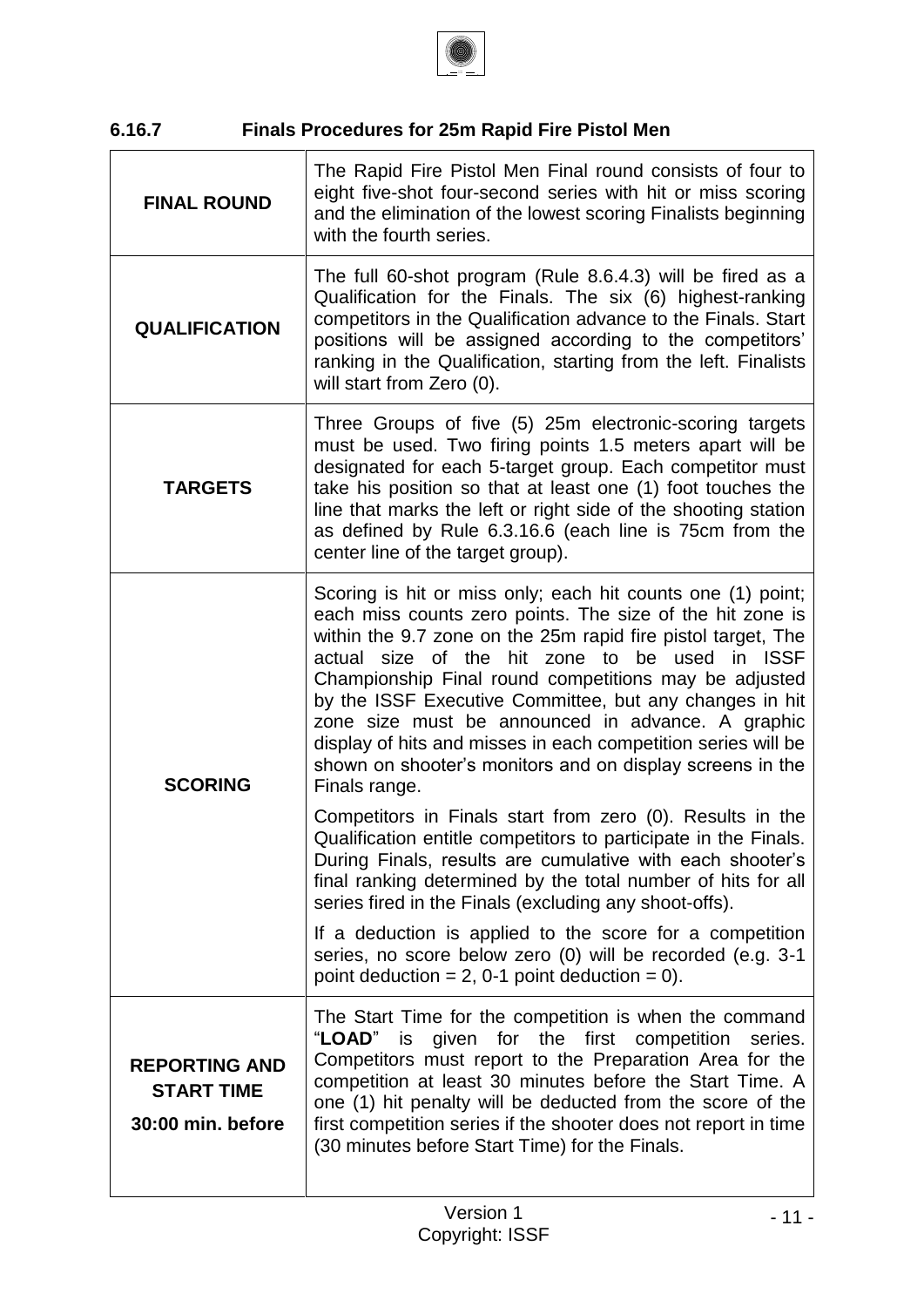### 6.16.7 Finals Procedures for 25m Rapid Fire Pistol Men

| | |
|---|---|
| **FINAL ROUND** | The Rapid Fire Pistol Men Final round consists of four to eight five-shot four-second series with hit or miss scoring and the elimination of the lowest scoring Finalists beginning with the fourth series. |
| **QUALIFICATION** | The full 60-shot program (Rule 8.6.4.3) will be fired as a Qualification for the Finals. The six (6) highest-ranking competitors in the Qualification advance to the Finals. Start positions will be assigned according to the competitors' ranking in the Qualification, starting from the left. Finalists will start from Zero (0). |
| **TARGETS** | Three Groups of five (5) 25m electronic-scoring targets must be used. Two firing points 1.5 meters apart will be designated for each 5-target group. Each competitor must take his position so that at least one (1) foot touches the line that marks the left or right side of the shooting station as defined by Rule 6.3.16.6 (each line is 75cm from the center line of the target group). |
| **SCORING** | Scoring is hit or miss only; each hit counts one (1) point; each miss counts zero points. The size of the hit zone is within the 9.7 zone on the 25m rapid fire pistol target, The actual size of the hit zone to be used in ISSF Championship Final round competitions may be adjusted by the ISSF Executive Committee, but any changes in hit zone size must be announced in advance. A graphic display of hits and misses in each competition series will be shown on shooter's monitors and on display screens in the Finals range.<br><br>Competitors in Finals start from zero (0). Results in the Qualification entitle competitors to participate in the Finals. During Finals, results are cumulative with each shooter's final ranking determined by the total number of hits for all series fired in the Finals (excluding any shoot-offs).<br><br>If a deduction is applied to the score for a competition series, no score below zero (0) will be recorded (e.g. 3-1 point deduction = 2, 0-1 point deduction = 0). |
| **REPORTING AND START TIME**<br><br>**30:00 min. before** | The Start Time for the competition is when the command "**LOAD**" is given for the first competition series. Competitors must report to the Preparation Area for the competition at least 30 minutes before the Start Time. A one (1) hit penalty will be deducted from the score of the first competition series if the shooter does not report in time (30 minutes before Start Time) for the Finals. |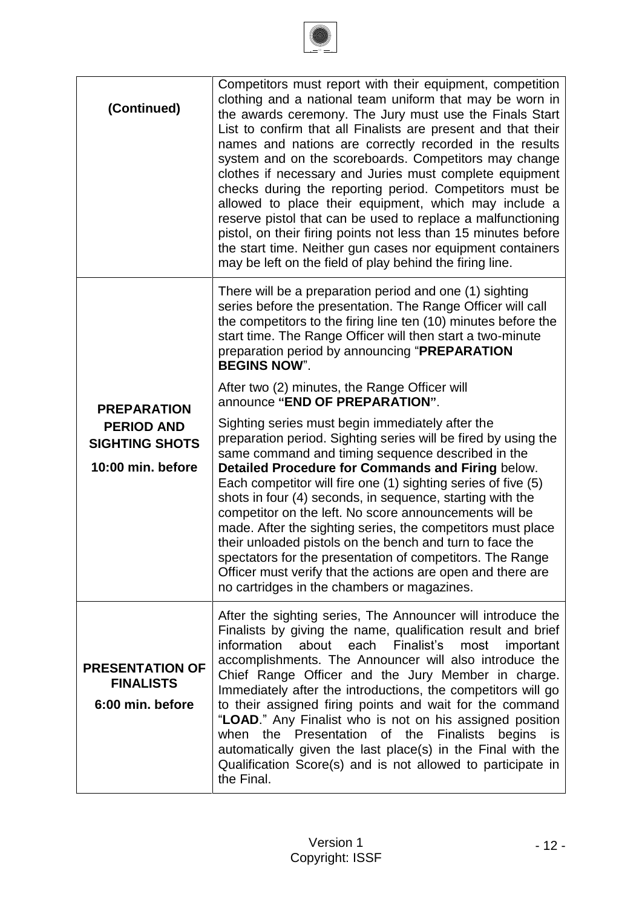| | |
|---|---|
| **(Continued)** | Competitors must report with their equipment, competition clothing and a national team uniform that may be worn in the awards ceremony. The Jury must use the Finals Start List to confirm that all Finalists are present and that their names and nations are correctly recorded in the results system and on the scoreboards. Competitors may change clothes if necessary and Juries must complete equipment checks during the reporting period. Competitors must be allowed to place their equipment, which may include a reserve pistol that can be used to replace a malfunctioning pistol, on their firing points not less than 15 minutes before the start time. Neither gun cases nor equipment containers may be left on the field of play behind the firing line. |
| **PREPARATION PERIOD AND SIGHTING SHOTS** <br><br> **10:00 min. before** | There will be a preparation period and one (1) sighting series before the presentation. The Range Officer will call the competitors to the firing line ten (10) minutes before the start time. The Range Officer will then start a two-minute preparation period by announcing "**PREPARATION BEGINS NOW**". <br><br> After two (2) minutes, the Range Officer will announce **"END OF PREPARATION"**. <br><br> Sighting series must begin immediately after the preparation period. Sighting series will be fired by using the same command and timing sequence described in the **Detailed Procedure for Commands and Firing** below. Each competitor will fire one (1) sighting series of five (5) shots in four (4) seconds, in sequence, starting with the competitor on the left. No score announcements will be made. After the sighting series, the competitors must place their unloaded pistols on the bench and turn to face the spectators for the presentation of competitors. The Range Officer must verify that the actions are open and there are no cartridges in the chambers or magazines. |
| **PRESENTATION OF FINALISTS** <br><br> **6:00 min. before** | After the sighting series, The Announcer will introduce the Finalists by giving the name, qualification result and brief information about each Finalist's most important accomplishments. The Announcer will also introduce the Chief Range Officer and the Jury Member in charge. Immediately after the introductions, the competitors will go to their assigned firing points and wait for the command "**LOAD**." Any Finalist who is not on his assigned position when the Presentation of the Finalists begins is automatically given the last place(s) in the Final with the Qualification Score(s) and is not allowed to participate in the Final. |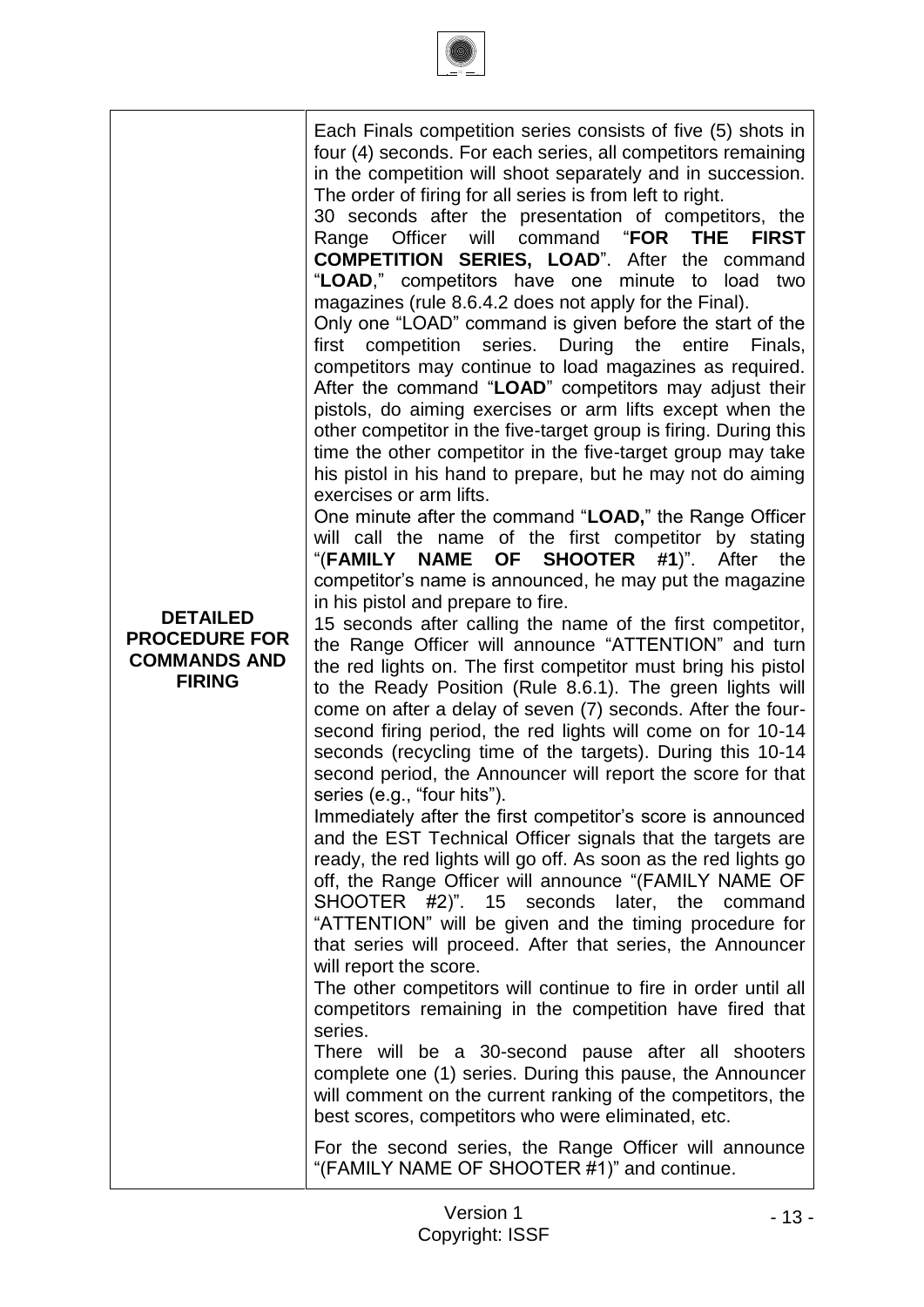| | |
|---|---|
| **DETAILED PROCEDURE FOR COMMANDS AND FIRING** | Each Finals competition series consists of five (5) shots in four (4) seconds. For each series, all competitors remaining in the competition will shoot separately and in succession. The order of firing for all series is from left to right.<br>30 seconds after the presentation of competitors, the Range Officer will command "**FOR THE FIRST COMPETITION SERIES, LOAD**". After the command "**LOAD**," competitors have one minute to load two magazines (rule 8.6.4.2 does not apply for the Final).<br>Only one "LOAD" command is given before the start of the first competition series. During the entire Finals, competitors may continue to load magazines as required. After the command "**LOAD**" competitors may adjust their pistols, do aiming exercises or arm lifts except when the other competitor in the five-target group is firing. During this time the other competitor in the five-target group may take his pistol in his hand to prepare, but he may not do aiming exercises or arm lifts.<br>One minute after the command "**LOAD,**" the Range Officer will call the name of the first competitor by stating "(**FAMILY NAME OF SHOOTER #1**)". After the competitor's name is announced, he may put the magazine in his pistol and prepare to fire.<br>15 seconds after calling the name of the first competitor, the Range Officer will announce "ATTENTION" and turn the red lights on. The first competitor must bring his pistol to the Ready Position (Rule 8.6.1). The green lights will come on after a delay of seven (7) seconds. After the four-second firing period, the red lights will come on for 10-14 seconds (recycling time of the targets). During this 10-14 second period, the Announcer will report the score for that series (e.g., "four hits").<br>Immediately after the first competitor's score is announced and the EST Technical Officer signals that the targets are ready, the red lights will go off. As soon as the red lights go off, the Range Officer will announce "(FAMILY NAME OF SHOOTER #2)". 15 seconds later, the command "ATTENTION" will be given and the timing procedure for that series will proceed. After that series, the Announcer will report the score.<br>The other competitors will continue to fire in order until all competitors remaining in the competition have fired that series.<br>There will be a 30-second pause after all shooters complete one (1) series. During this pause, the Announcer will comment on the current ranking of the competitors, the best scores, competitors who were eliminated, etc.<br><br>For the second series, the Range Officer will announce "(FAMILY NAME OF SHOOTER #1)" and continue. |

Version 1
Copyright: ISSF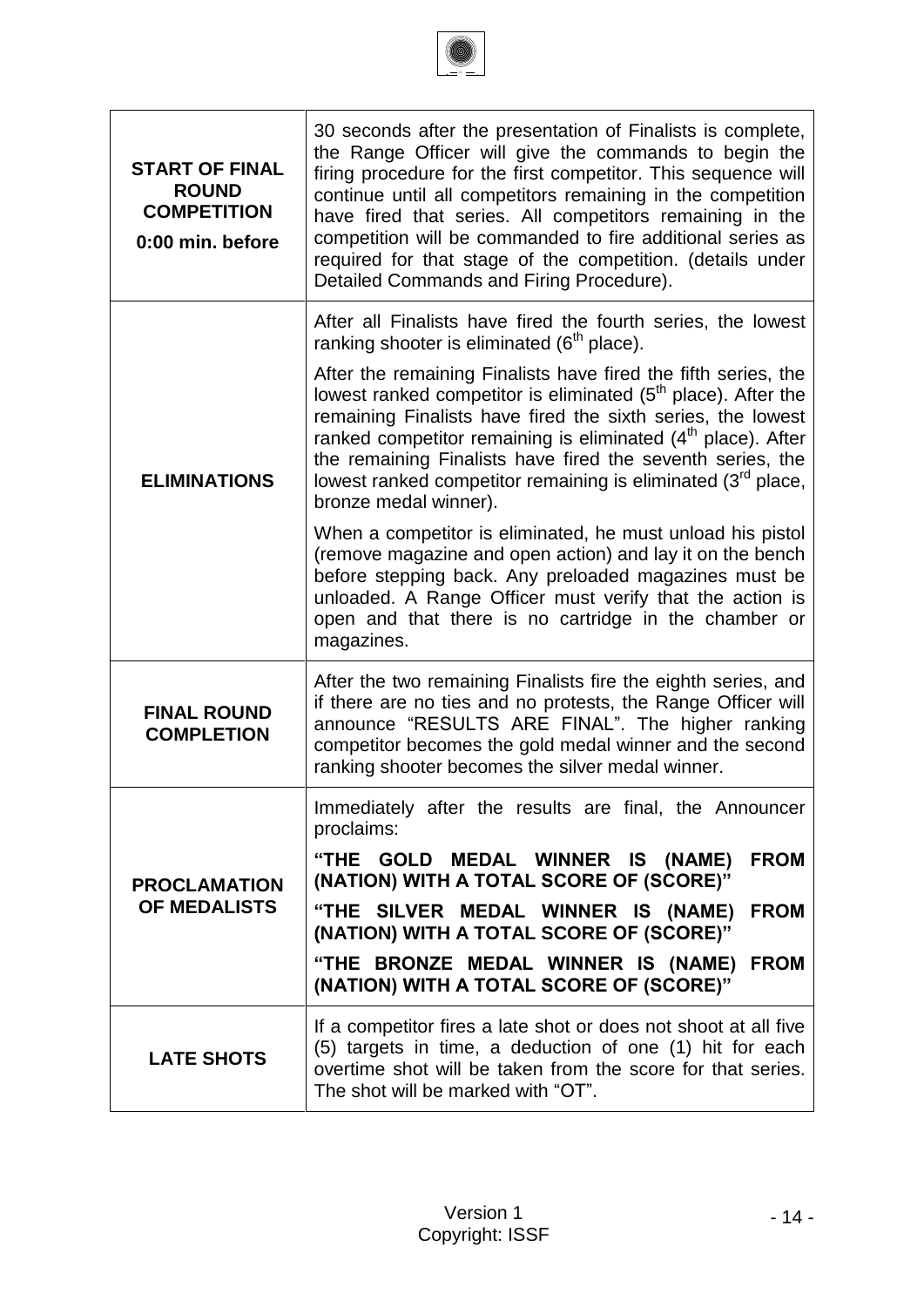| | |
|---|---|
| **START OF FINAL ROUND COMPETITION**<br>**0:00 min. before** | 30 seconds after the presentation of Finalists is complete, the Range Officer will give the commands to begin the firing procedure for the first competitor. This sequence will continue until all competitors remaining in the competition have fired that series. All competitors remaining in the competition will be commanded to fire additional series as required for that stage of the competition. (details under Detailed Commands and Firing Procedure). |
| **ELIMINATIONS** | After all Finalists have fired the fourth series, the lowest ranking shooter is eliminated (6th place).<br><br>After the remaining Finalists have fired the fifth series, the lowest ranked competitor is eliminated (5th place). After the remaining Finalists have fired the sixth series, the lowest ranked competitor remaining is eliminated (4th place). After the remaining Finalists have fired the seventh series, the lowest ranked competitor remaining is eliminated (3rd place, bronze medal winner).<br><br>When a competitor is eliminated, he must unload his pistol (remove magazine and open action) and lay it on the bench before stepping back. Any preloaded magazines must be unloaded. A Range Officer must verify that the action is open and that there is no cartridge in the chamber or magazines. |
| **FINAL ROUND COMPLETION** | After the two remaining Finalists fire the eighth series, and if there are no ties and no protests, the Range Officer will announce "RESULTS ARE FINAL". The higher ranking competitor becomes the gold medal winner and the second ranking shooter becomes the silver medal winner. |
| **PROCLAMATION OF MEDALISTS** | Immediately after the results are final, the Announcer proclaims:<br><br>**"THE GOLD MEDAL WINNER IS (NAME) FROM (NATION) WITH A TOTAL SCORE OF (SCORE)"**<br><br>**"THE SILVER MEDAL WINNER IS (NAME) FROM (NATION) WITH A TOTAL SCORE OF (SCORE)"**<br><br>**"THE BRONZE MEDAL WINNER IS (NAME) FROM (NATION) WITH A TOTAL SCORE OF (SCORE)"** |
| **LATE SHOTS** | If a competitor fires a late shot or does not shoot at all five (5) targets in time, a deduction of one (1) hit for each overtime shot will be taken from the score for that series. The shot will be marked with "OT". |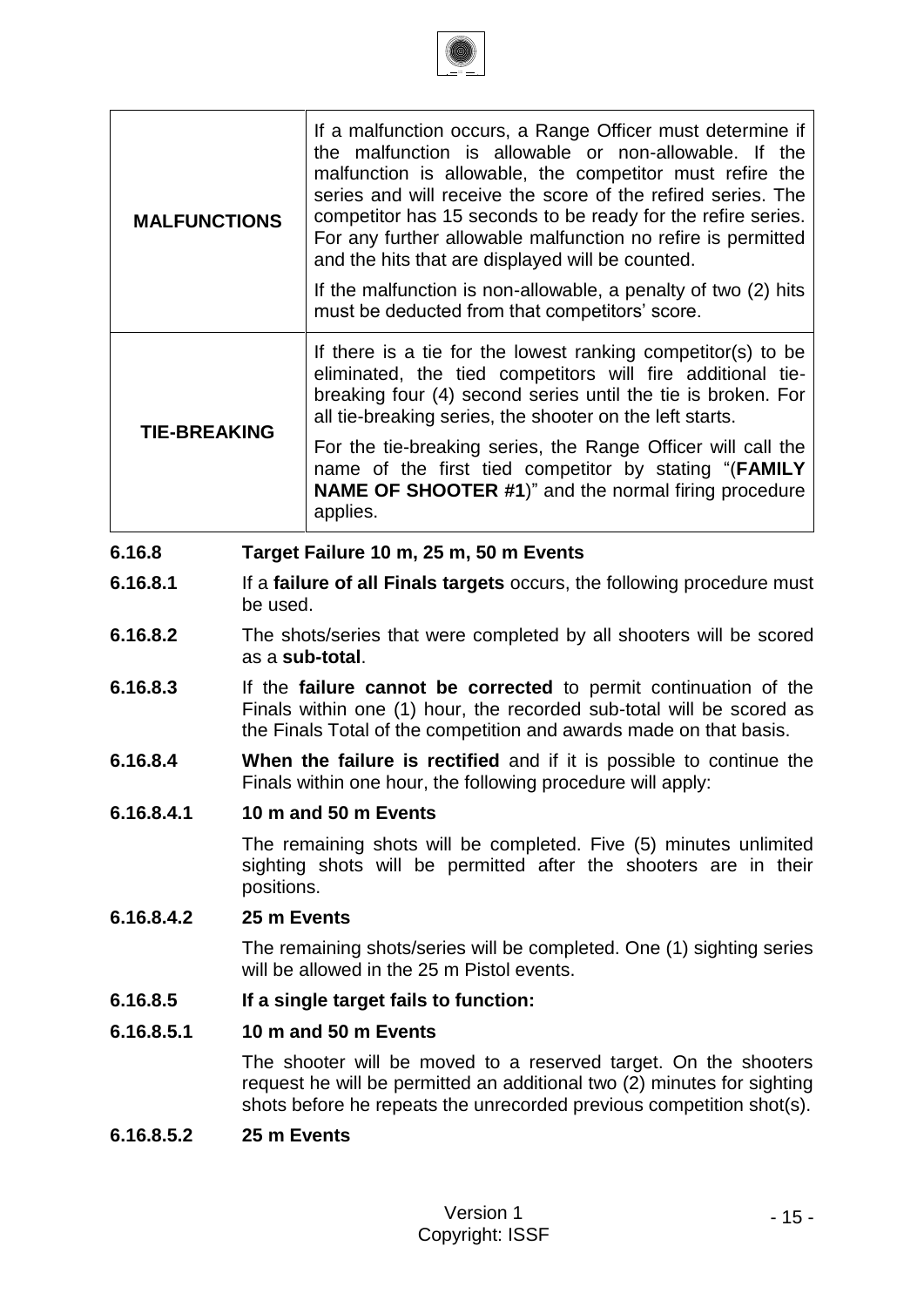| | |
|---|---|
| **MALFUNCTIONS** | If a malfunction occurs, a Range Officer must determine if the malfunction is allowable or non-allowable. If the malfunction is allowable, the competitor must refire the series and will receive the score of the refired series. The competitor has 15 seconds to be ready for the refire series. For any further allowable malfunction no refire is permitted and the hits that are displayed will be counted.<br><br>If the malfunction is non-allowable, a penalty of two (2) hits must be deducted from that competitors' score. |
| **TIE-BREAKING** | If there is a tie for the lowest ranking competitor(s) to be eliminated, the tied competitors will fire additional tie-breaking four (4) second series until the tie is broken. For all tie-breaking series, the shooter on the left starts.<br><br>For the tie-breaking series, the Range Officer will call the name of the first tied competitor by stating "(**FAMILY NAME OF SHOOTER #1**)" and the normal firing procedure applies. |

**6.16.8 Target Failure 10 m, 25 m, 50 m Events**

**6.16.8.1** If a **failure of all Finals targets** occurs, the following procedure must be used.

**6.16.8.2** The shots/series that were completed by all shooters will be scored as a **sub-total**.

**6.16.8.3** If the **failure cannot be corrected** to permit continuation of the Finals within one (1) hour, the recorded sub-total will be scored as the Finals Total of the competition and awards made on that basis.

**6.16.8.4** **When the failure is rectified** and if it is possible to continue the Finals within one hour, the following procedure will apply:

**6.16.8.4.1 10 m and 50 m Events**

The remaining shots will be completed. Five (5) minutes unlimited sighting shots will be permitted after the shooters are in their positions.

**6.16.8.4.2 25 m Events**

The remaining shots/series will be completed. One (1) sighting series will be allowed in the 25 m Pistol events.

**6.16.8.5 If a single target fails to function:**

**6.16.8.5.1 10 m and 50 m Events**

The shooter will be moved to a reserved target. On the shooters request he will be permitted an additional two (2) minutes for sighting shots before he repeats the unrecorded previous competition shot(s).

**6.16.8.5.2 25 m Events**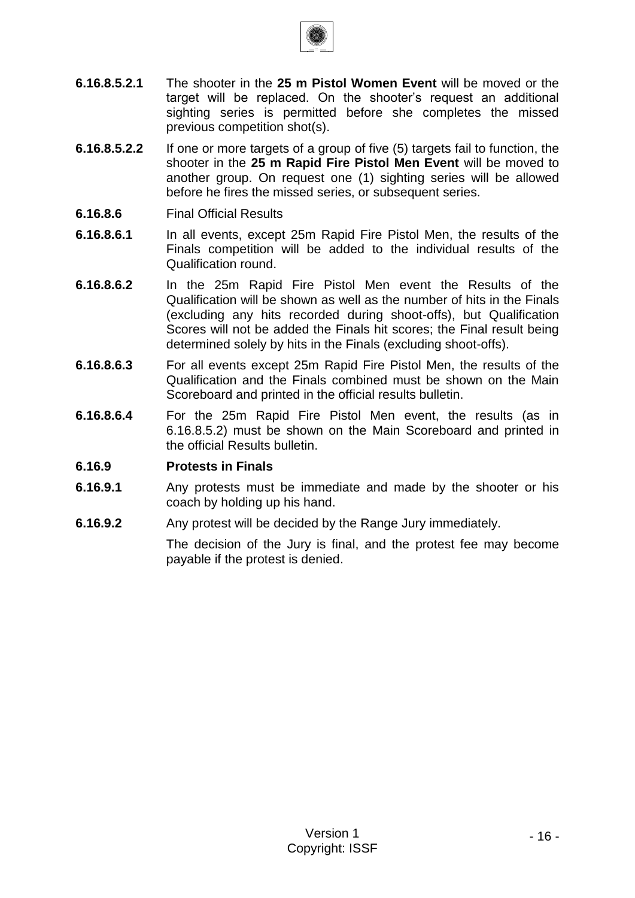**6.16.8.5.2.1** The shooter in the **25 m Pistol Women Event** will be moved or the target will be replaced. On the shooter's request an additional sighting series is permitted before she completes the missed previous competition shot(s).

**6.16.8.5.2.2** If one or more targets of a group of five (5) targets fail to function, the shooter in the **25 m Rapid Fire Pistol Men Event** will be moved to another group. On request one (1) sighting series will be allowed before he fires the missed series, or subsequent series.

**6.16.8.6** Final Official Results

**6.16.8.6.1** In all events, except 25m Rapid Fire Pistol Men, the results of the Finals competition will be added to the individual results of the Qualification round.

**6.16.8.6.2** In the 25m Rapid Fire Pistol Men event the Results of the Qualification will be shown as well as the number of hits in the Finals (excluding any hits recorded during shoot-offs), but Qualification Scores will not be added the Finals hit scores; the Final result being determined solely by hits in the Finals (excluding shoot-offs).

**6.16.8.6.3** For all events except 25m Rapid Fire Pistol Men, the results of the Qualification and the Finals combined must be shown on the Main Scoreboard and printed in the official results bulletin.

**6.16.8.6.4** For the 25m Rapid Fire Pistol Men event, the results (as in 6.16.8.5.2) must be shown on the Main Scoreboard and printed in the official Results bulletin.

## 6.16.9 Protests in Finals

**6.16.9.1** Any protests must be immediate and made by the shooter or his coach by holding up his hand.

**6.16.9.2** Any protest will be decided by the Range Jury immediately.

The decision of the Jury is final, and the protest fee may become payable if the protest is denied.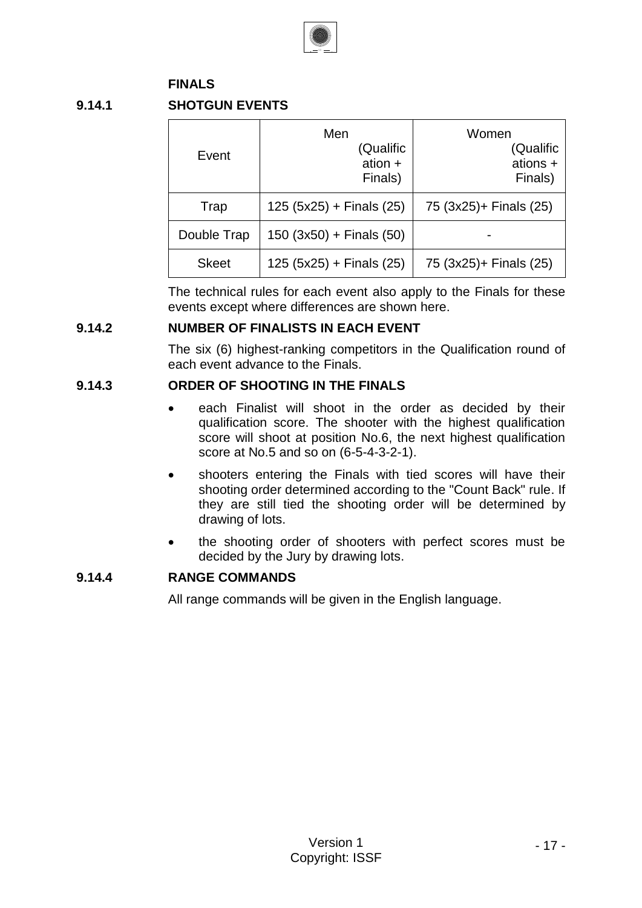## FINALS

### 9.14.1 SHOTGUN EVENTS

| Event | Men (Qualification + Finals) | Women (Qualifications + Finals) |
|---|---|---|
| Trap | 125 (5x25) + Finals (25) | 75 (3x25)+ Finals (25) |
| Double Trap | 150 (3x50) + Finals (50) | - |
| Skeet | 125 (5x25) + Finals (25) | 75 (3x25)+ Finals (25) |

The technical rules for each event also apply to the Finals for these events except where differences are shown here.

### 9.14.2 NUMBER OF FINALISTS IN EACH EVENT

The six (6) highest-ranking competitors in the Qualification round of each event advance to the Finals.

### 9.14.3 ORDER OF SHOOTING IN THE FINALS

- each Finalist will shoot in the order as decided by their qualification score. The shooter with the highest qualification score will shoot at position No.6, the next highest qualification score at No.5 and so on (6-5-4-3-2-1).
- shooters entering the Finals with tied scores will have their shooting order determined according to the "Count Back" rule. If they are still tied the shooting order will be determined by drawing of lots.
- the shooting order of shooters with perfect scores must be decided by the Jury by drawing lots.

### 9.14.4 RANGE COMMANDS

All range commands will be given in the English language.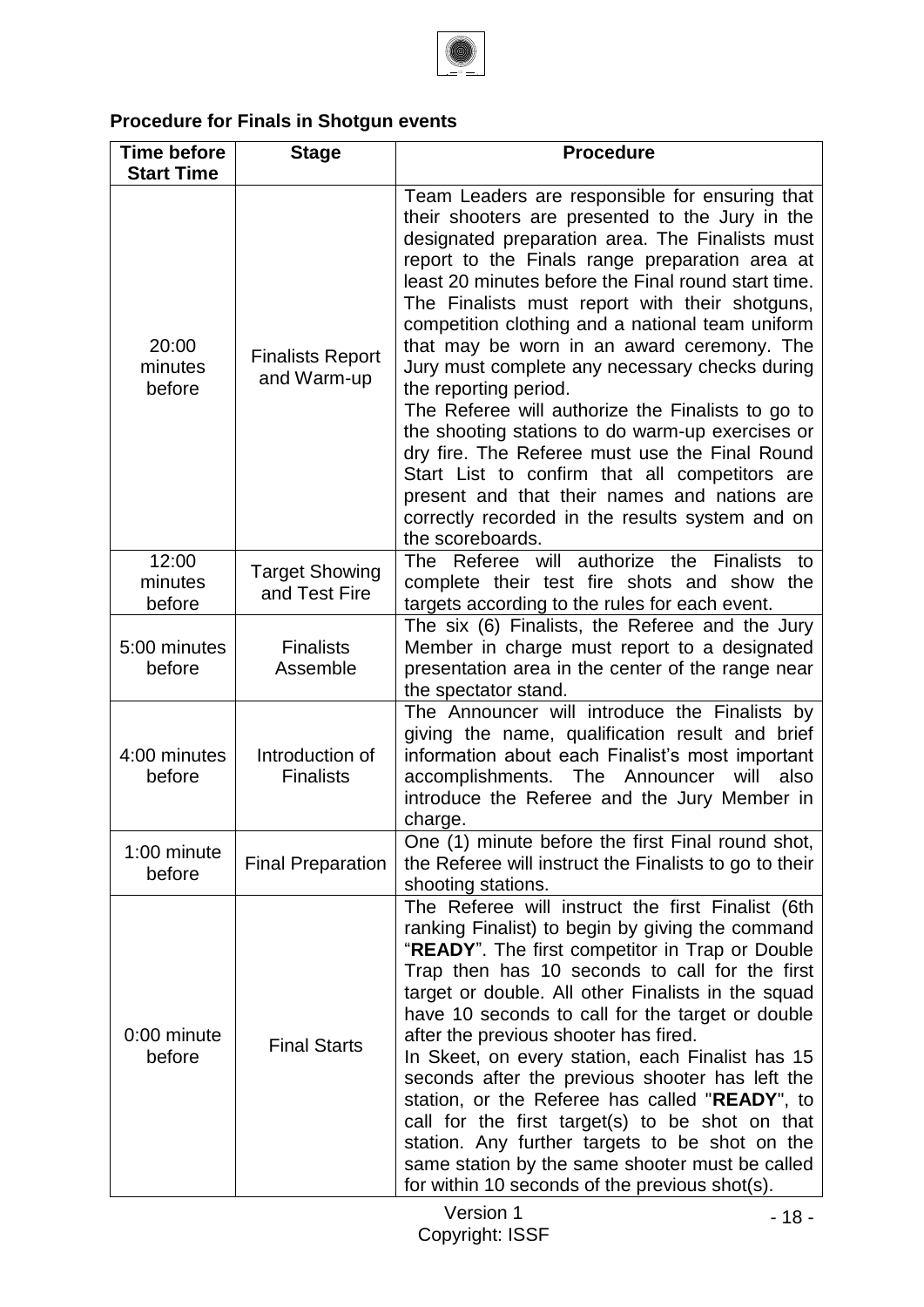**Procedure for Finals in Shotgun events**

| Time before Start Time | Stage | Procedure |
|---|---|---|
| 20:00 minutes before | Finalists Report and Warm-up | Team Leaders are responsible for ensuring that their shooters are presented to the Jury in the designated preparation area. The Finalists must report to the Finals range preparation area at least 20 minutes before the Final round start time. The Finalists must report with their shotguns, competition clothing and a national team uniform that may be worn in an award ceremony. The Jury must complete any necessary checks during the reporting period.<br>The Referee will authorize the Finalists to go to the shooting stations to do warm-up exercises or dry fire. The Referee must use the Final Round Start List to confirm that all competitors are present and that their names and nations are correctly recorded in the results system and on the scoreboards. |
| 12:00 minutes before | Target Showing and Test Fire | The Referee will authorize the Finalists to complete their test fire shots and show the targets according to the rules for each event. |
| 5:00 minutes before | Finalists Assemble | The six (6) Finalists, the Referee and the Jury Member in charge must report to a designated presentation area in the center of the range near the spectator stand. |
| 4:00 minutes before | Introduction of Finalists | The Announcer will introduce the Finalists by giving the name, qualification result and brief information about each Finalist's most important accomplishments. The Announcer will also introduce the Referee and the Jury Member in charge. |
| 1:00 minute before | Final Preparation | One (1) minute before the first Final round shot, the Referee will instruct the Finalists to go to their shooting stations. |
| 0:00 minute before | Final Starts | The Referee will instruct the first Finalist (6th ranking Finalist) to begin by giving the command "**READY**". The first competitor in Trap or Double Trap then has 10 seconds to call for the first target or double. All other Finalists in the squad have 10 seconds to call for the target or double after the previous shooter has fired.<br>In Skeet, on every station, each Finalist has 15 seconds after the previous shooter has left the station, or the Referee has called "**READY**", to call for the first target(s) to be shot on that station. Any further targets to be shot on the same station by the same shooter must be called for within 10 seconds of the previous shot(s). |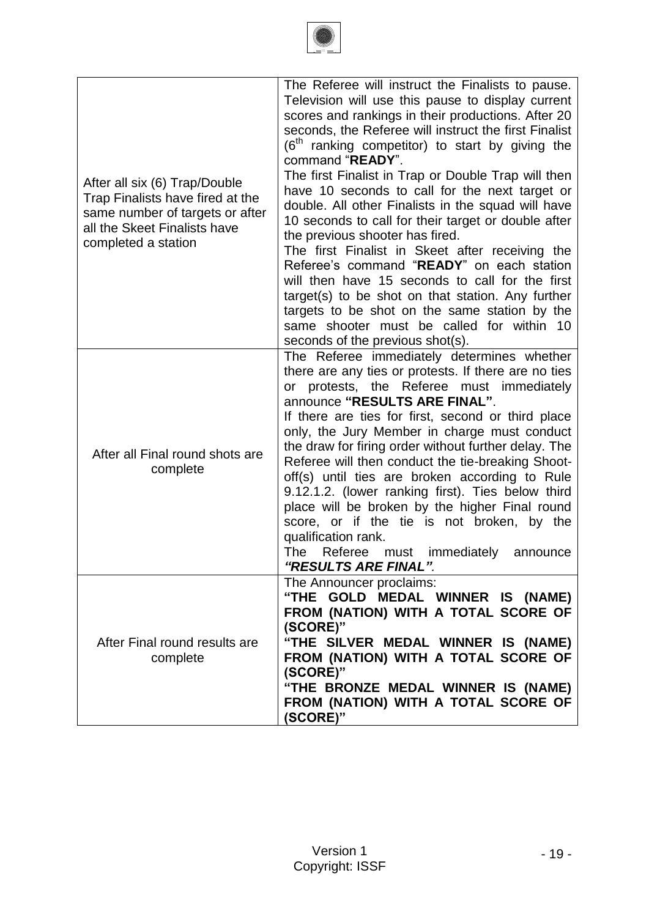| | |
|---|---|
| After all six (6) Trap/Double Trap Finalists have fired at the same number of targets or after all the Skeet Finalists have completed a station | The Referee will instruct the Finalists to pause. Television will use this pause to display current scores and rankings in their productions. After 20 seconds, the Referee will instruct the first Finalist ($6^{th}$ ranking competitor) to start by giving the command "**READY**".<br>The first Finalist in Trap or Double Trap will then have 10 seconds to call for the next target or double. All other Finalists in the squad will have 10 seconds to call for their target or double after the previous shooter has fired.<br>The first Finalist in Skeet after receiving the Referee's command "**READY**" on each station will then have 15 seconds to call for the first target(s) to be shot on that station. Any further targets to be shot on the same station by the same shooter must be called for within 10 seconds of the previous shot(s). |
| After all Final round shots are complete | The Referee immediately determines whether there are any ties or protests. If there are no ties or protests, the Referee must immediately announce **"RESULTS ARE FINAL"**.<br>If there are ties for first, second or third place only, the Jury Member in charge must conduct the draw for firing order without further delay. The Referee will then conduct the tie-breaking Shoot-off(s) until ties are broken according to Rule 9.12.1.2. (lower ranking first). Ties below third place will be broken by the higher Final round score, or if the tie is not broken, by the qualification rank.<br>The Referee must immediately announce ***"RESULTS ARE FINAL".*** |
| After Final round results are complete | The Announcer proclaims:<br>**"THE GOLD MEDAL WINNER IS (NAME) FROM (NATION) WITH A TOTAL SCORE OF (SCORE)"**<br>**"THE SILVER MEDAL WINNER IS (NAME) FROM (NATION) WITH A TOTAL SCORE OF (SCORE)"**<br>**"THE BRONZE MEDAL WINNER IS (NAME) FROM (NATION) WITH A TOTAL SCORE OF (SCORE)"** |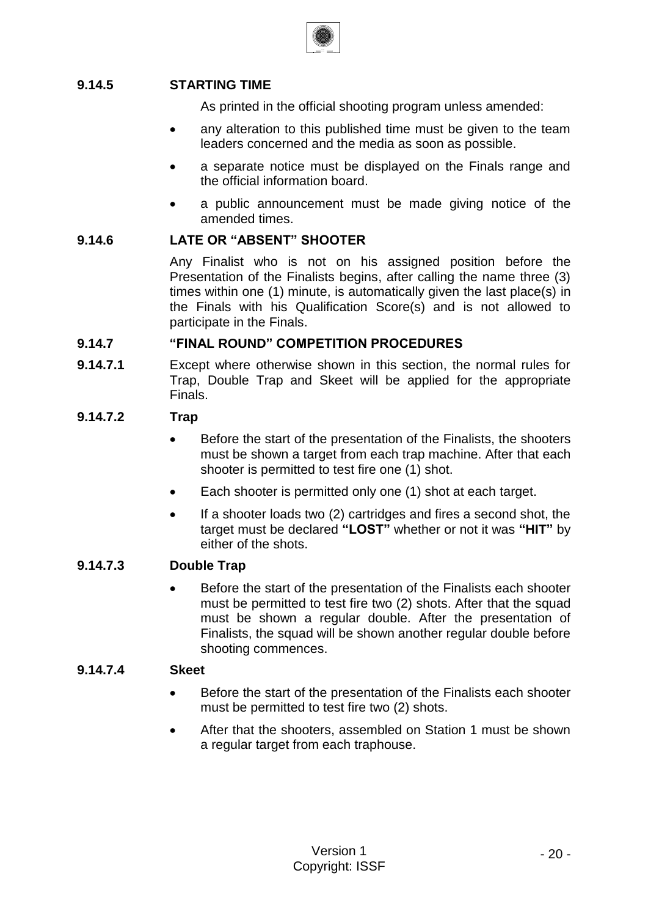### 9.14.5 STARTING TIME

As printed in the official shooting program unless amended:

- any alteration to this published time must be given to the team leaders concerned and the media as soon as possible.
- a separate notice must be displayed on the Finals range and the official information board.
- a public announcement must be made giving notice of the amended times.

### 9.14.6 LATE OR "ABSENT" SHOOTER

Any Finalist who is not on his assigned position before the Presentation of the Finalists begins, after calling the name three (3) times within one (1) minute, is automatically given the last place(s) in the Finals with his Qualification Score(s) and is not allowed to participate in the Finals.

### 9.14.7 "FINAL ROUND" COMPETITION PROCEDURES

**9.14.7.1** Except where otherwise shown in this section, the normal rules for Trap, Double Trap and Skeet will be applied for the appropriate Finals.

**9.14.7.2 Trap**

- Before the start of the presentation of the Finalists, the shooters must be shown a target from each trap machine. After that each shooter is permitted to test fire one (1) shot.
- Each shooter is permitted only one (1) shot at each target.
- If a shooter loads two (2) cartridges and fires a second shot, the target must be declared **"LOST"** whether or not it was **"HIT"** by either of the shots.

**9.14.7.3 Double Trap**

- Before the start of the presentation of the Finalists each shooter must be permitted to test fire two (2) shots. After that the squad must be shown a regular double. After the presentation of Finalists, the squad will be shown another regular double before shooting commences.

**9.14.7.4 Skeet**

- Before the start of the presentation of the Finalists each shooter must be permitted to test fire two (2) shots.
- After that the shooters, assembled on Station 1 must be shown a regular target from each traphouse.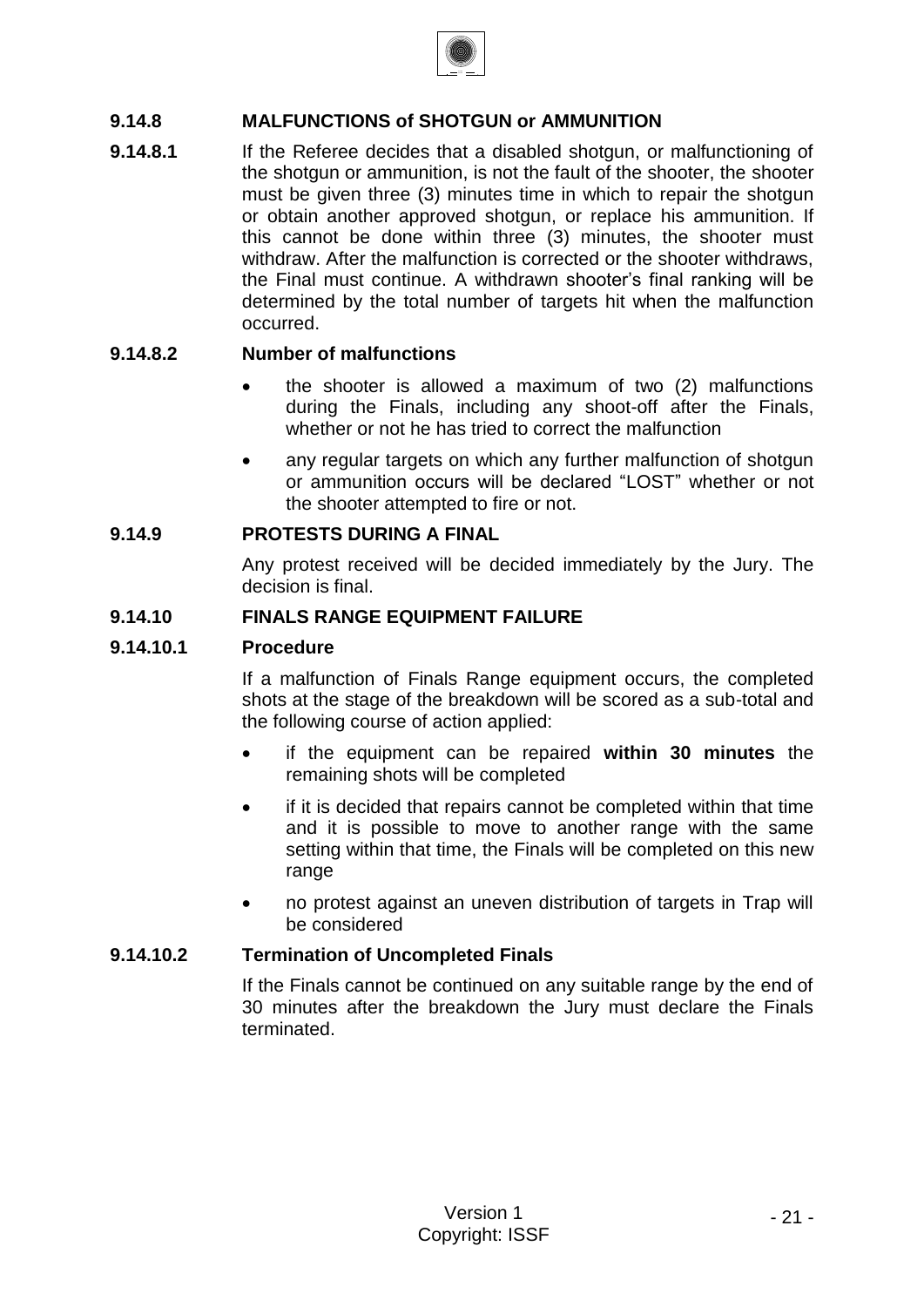### 9.14.8 MALFUNCTIONS of SHOTGUN or AMMUNITION

**9.14.8.1** If the Referee decides that a disabled shotgun, or malfunctioning of the shotgun or ammunition, is not the fault of the shooter, the shooter must be given three (3) minutes time in which to repair the shotgun or obtain another approved shotgun, or replace his ammunition. If this cannot be done within three (3) minutes, the shooter must withdraw. After the malfunction is corrected or the shooter withdraws, the Final must continue. A withdrawn shooter's final ranking will be determined by the total number of targets hit when the malfunction occurred.

**9.14.8.2 Number of malfunctions**

- the shooter is allowed a maximum of two (2) malfunctions during the Finals, including any shoot-off after the Finals, whether or not he has tried to correct the malfunction
- any regular targets on which any further malfunction of shotgun or ammunition occurs will be declared "LOST" whether or not the shooter attempted to fire or not.

### 9.14.9 PROTESTS DURING A FINAL

Any protest received will be decided immediately by the Jury. The decision is final.

### 9.14.10 FINALS RANGE EQUIPMENT FAILURE

**9.14.10.1 Procedure**

If a malfunction of Finals Range equipment occurs, the completed shots at the stage of the breakdown will be scored as a sub-total and the following course of action applied:

- if the equipment can be repaired **within 30 minutes** the remaining shots will be completed
- if it is decided that repairs cannot be completed within that time and it is possible to move to another range with the same setting within that time, the Finals will be completed on this new range
- no protest against an uneven distribution of targets in Trap will be considered

**9.14.10.2 Termination of Uncompleted Finals**

If the Finals cannot be continued on any suitable range by the end of 30 minutes after the breakdown the Jury must declare the Finals terminated.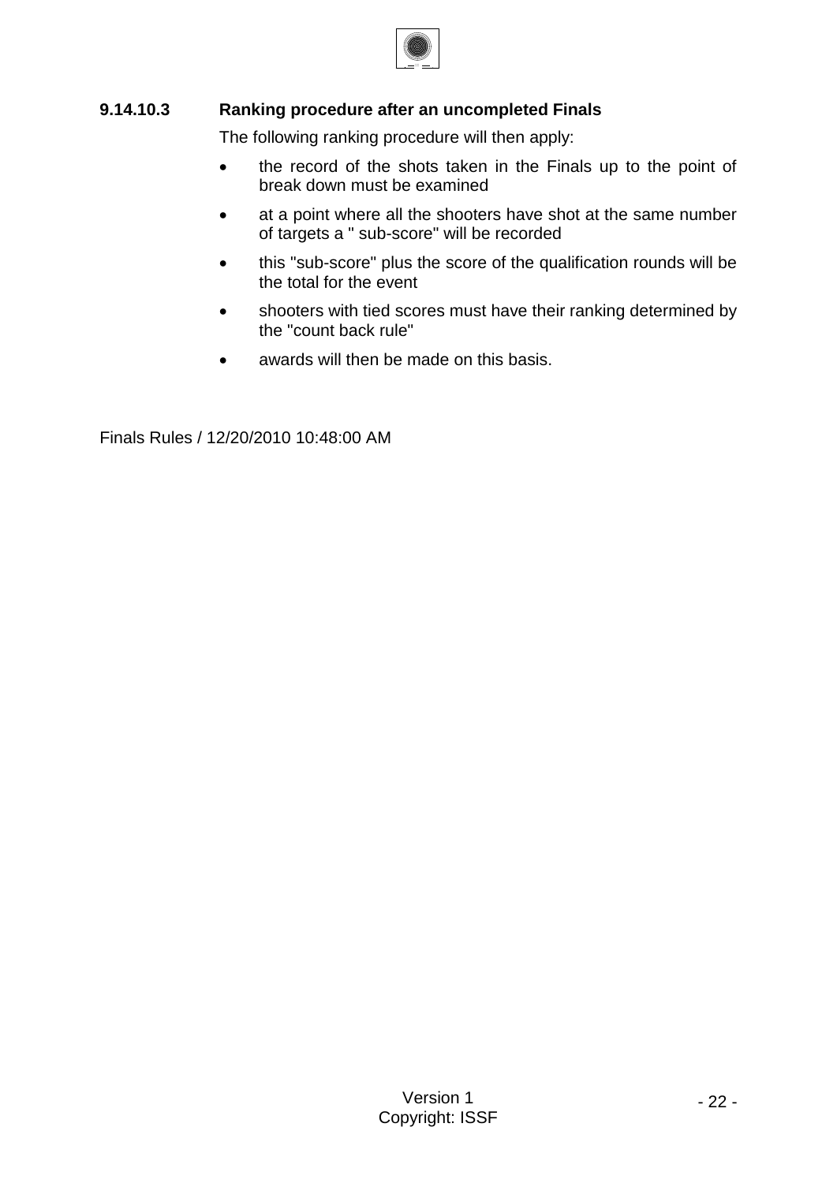### 9.14.10.3 Ranking procedure after an uncompleted Finals

The following ranking procedure will then apply:

- the record of the shots taken in the Finals up to the point of break down must be examined
- at a point where all the shooters have shot at the same number of targets a " sub-score" will be recorded
- this "sub-score" plus the score of the qualification rounds will be the total for the event
- shooters with tied scores must have their ranking determined by the "count back rule"
- awards will then be made on this basis.

Finals Rules / 12/20/2010 10:48:00 AM